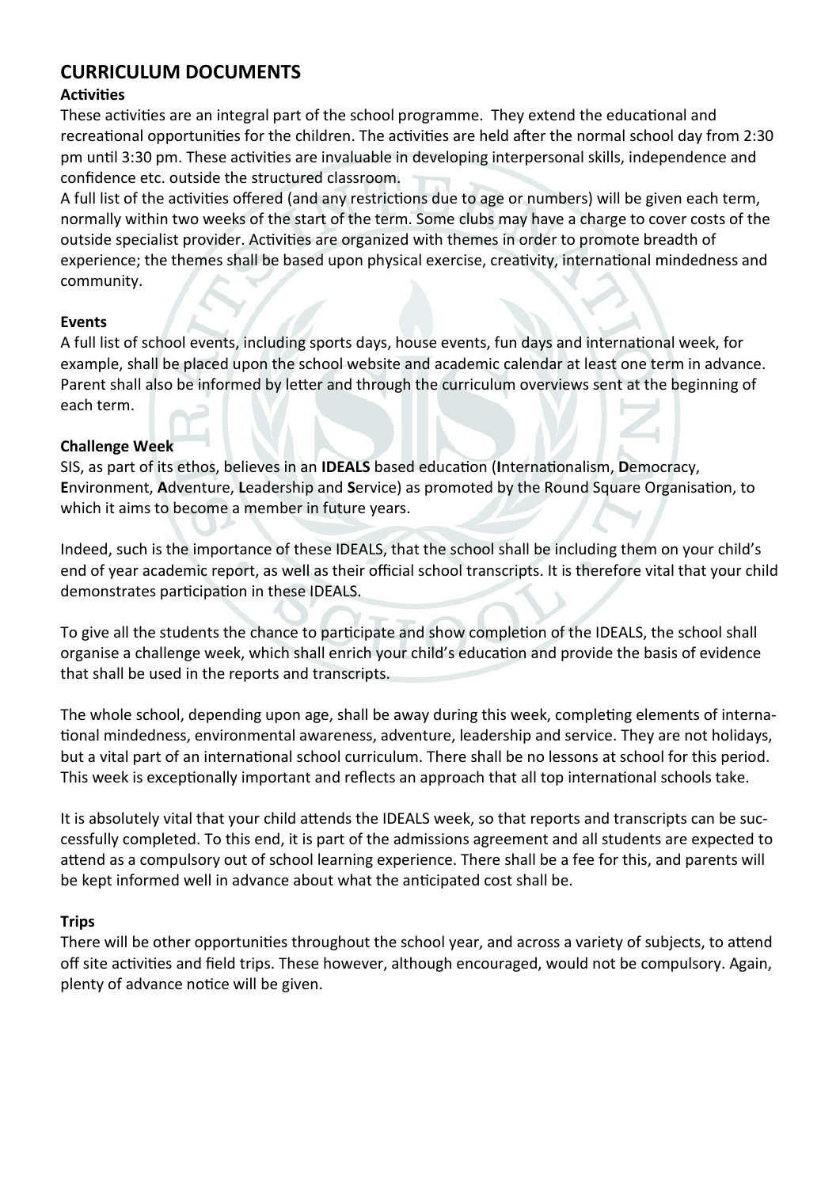# CURRICULUM DOCUMENTS

## Activities

These activities are an integral part of the school programme. They extend the educational and recreational opportunities for the children. The activities are held after the normal school day from 2:30 pm until 3:30 pm. These activities are invaluable in developing interpersonal skills, independence and confidence etc. outside the structured classroom.

A full list of the activities offered (and any restrictions due to age or numbers) will be given each term, normally within two weeks of the start of the term. Some clubs may have a charge to cover costs of the outside specialist provider. Activities are organized with themes in order to promote breadth of experience; the themes shall be based upon physical exercise, creativity, international mindedness and community.

## Events

A full list of school events, including sports days, house events, fun days and international week, for example, shall be placed upon the school website and academic calendar at least one term in advance. Parent shall also be informed by letter and through the curriculum overviews sent at the beginning of each term.

## Challenge Week

SIS, as part of its ethos, believes in an **IDEALS** based education (**I**nternationalism, **D**emocracy, **E**nvironment, **A**dventure, **L**eadership and **S**ervice) as promoted by the Round Square Organisation, to which it aims to become a member in future years.

Indeed, such is the importance of these IDEALS, that the school shall be including them on your child's end of year academic report, as well as their official school transcripts. It is therefore vital that your child demonstrates participation in these IDEALS.

To give all the students the chance to participate and show completion of the IDEALS, the school shall organise a challenge week, which shall enrich your child's education and provide the basis of evidence that shall be used in the reports and transcripts.

The whole school, depending upon age, shall be away during this week, completing elements of international mindedness, environmental awareness, adventure, leadership and service. They are not holidays, but a vital part of an international school curriculum. There shall be no lessons at school for this period. This week is exceptionally important and reflects an approach that all top international schools take.

It is absolutely vital that your child attends the IDEALS week, so that reports and transcripts can be successfully completed. To this end, it is part of the admissions agreement and all students are expected to attend as a compulsory out of school learning experience. There shall be a fee for this, and parents will be kept informed well in advance about what the anticipated cost shall be.

## Trips

There will be other opportunities throughout the school year, and across a variety of subjects, to attend off site activities and field trips. These however, although encouraged, would not be compulsory. Again, plenty of advance notice will be given.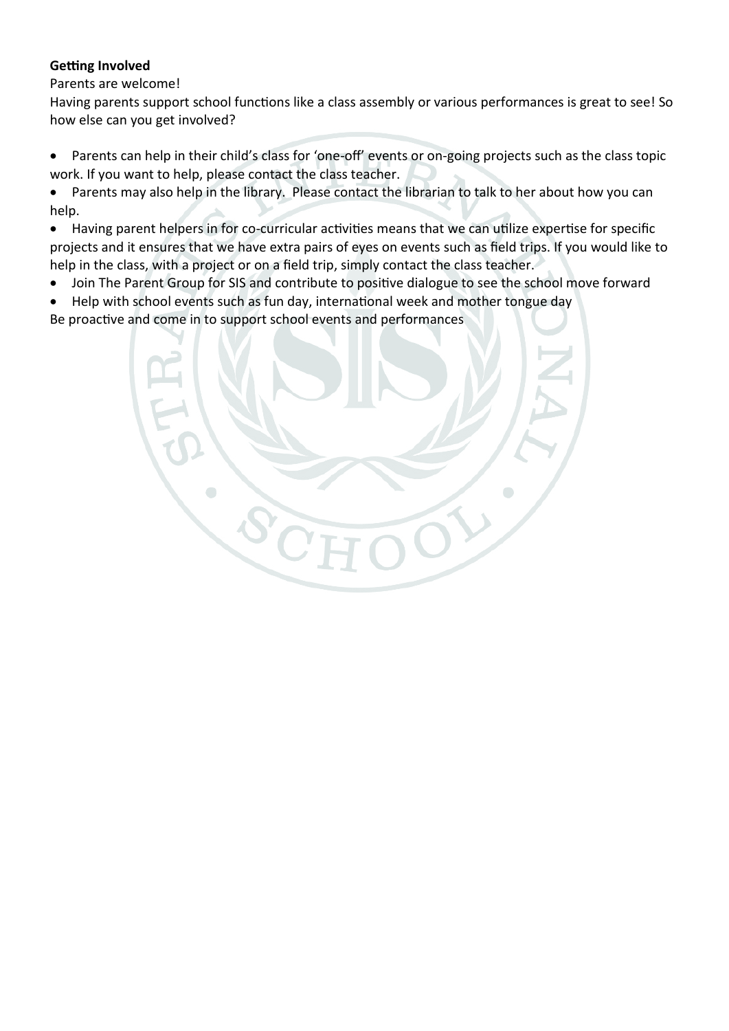**Getting Involved**

Parents are welcome!

Having parents support school functions like a class assembly or various performances is great to see! So how else can you get involved?

- Parents can help in their child's class for 'one-off' events or on-going projects such as the class topic work. If you want to help, please contact the class teacher.
- Parents may also help in the library. Please contact the librarian to talk to her about how you can help.
- Having parent helpers in for co-curricular activities means that we can utilize expertise for specific projects and it ensures that we have extra pairs of eyes on events such as field trips. If you would like to help in the class, with a project or on a field trip, simply contact the class teacher.
- Join The Parent Group for SIS and contribute to positive dialogue to see the school move forward
- Help with school events such as fun day, international week and mother tongue day

Be proactive and come in to support school events and performances